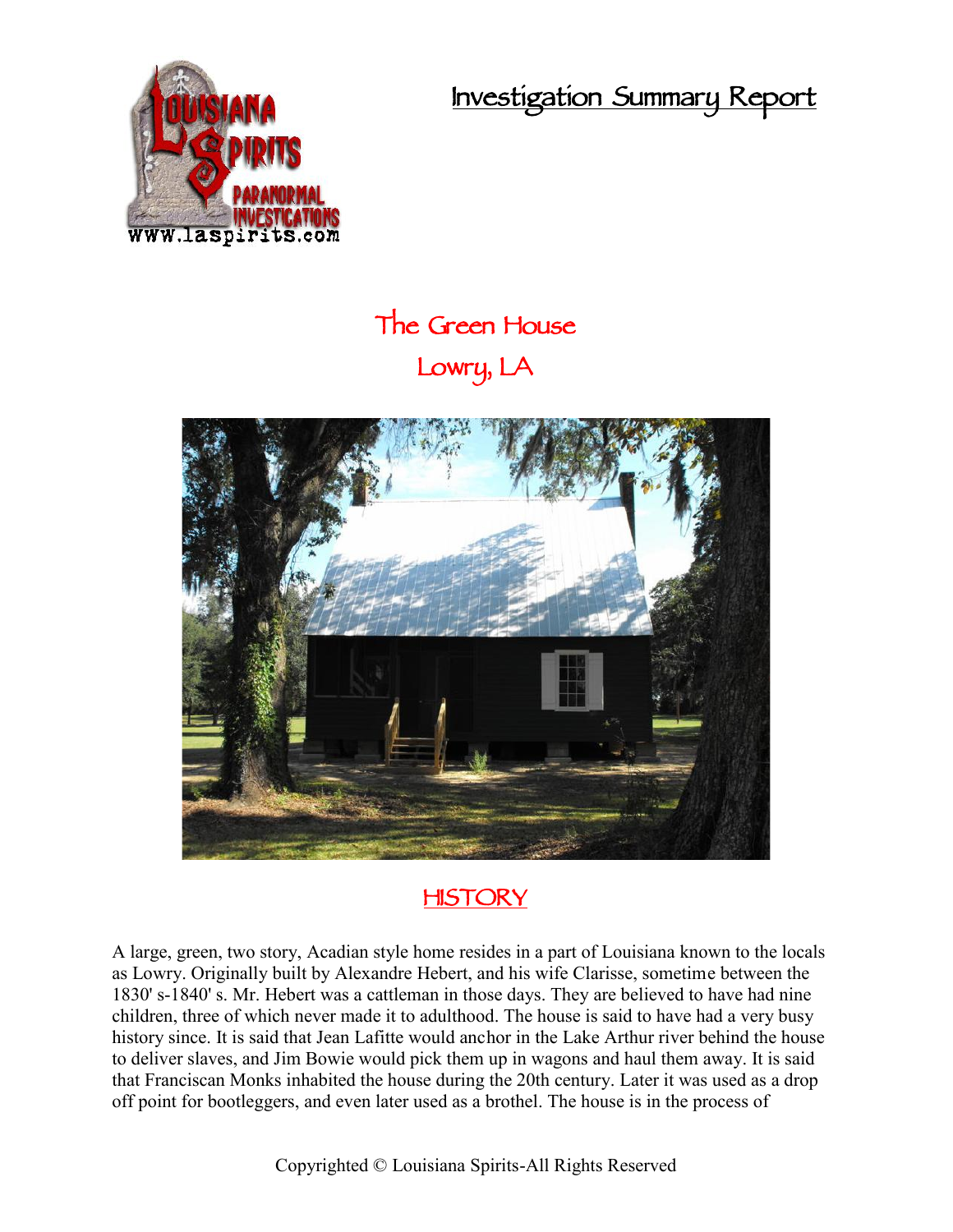# Investigation Summary Report

## The Green House
## Lowry, LA

### HISTORY

A large, green, two story, Acadian style home resides in a part of Louisiana known to the locals as Lowry. Originally built by Alexandre Hebert, and his wife Clarisse, sometime between the 1830' s-1840' s. Mr. Hebert was a cattleman in those days. They are believed to have had nine children, three of which never made it to adulthood. The house is said to have had a very busy history since. It is said that Jean Lafitte would anchor in the Lake Arthur river behind the house to deliver slaves, and Jim Bowie would pick them up in wagons and haul them away. It is said that Franciscan Monks inhabited the house during the 20th century. Later it was used as a drop off point for bootleggers, and even later used as a brothel. The house is in the process of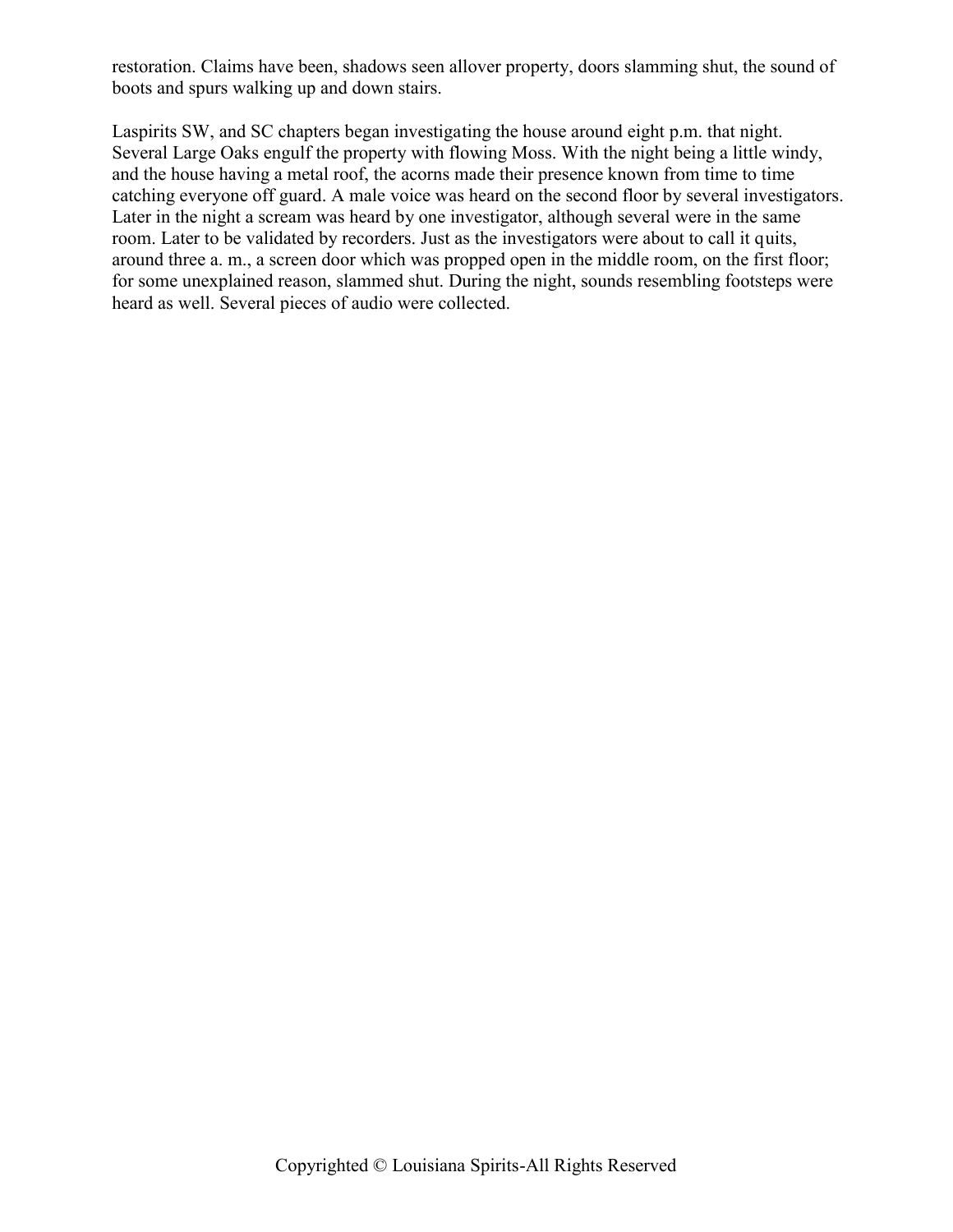restoration. Claims have been, shadows seen allover property, doors slamming shut, the sound of boots and spurs walking up and down stairs.

Laspirits SW, and SC chapters began investigating the house around eight p.m. that night. Several Large Oaks engulf the property with flowing Moss. With the night being a little windy, and the house having a metal roof, the acorns made their presence known from time to time catching everyone off guard. A male voice was heard on the second floor by several investigators. Later in the night a scream was heard by one investigator, although several were in the same room. Later to be validated by recorders. Just as the investigators were about to call it quits, around three a. m., a screen door which was propped open in the middle room, on the first floor; for some unexplained reason, slammed shut. During the night, sounds resembling footsteps were heard as well. Several pieces of audio were collected.

Copyrighted © Louisiana Spirits-All Rights Reserved